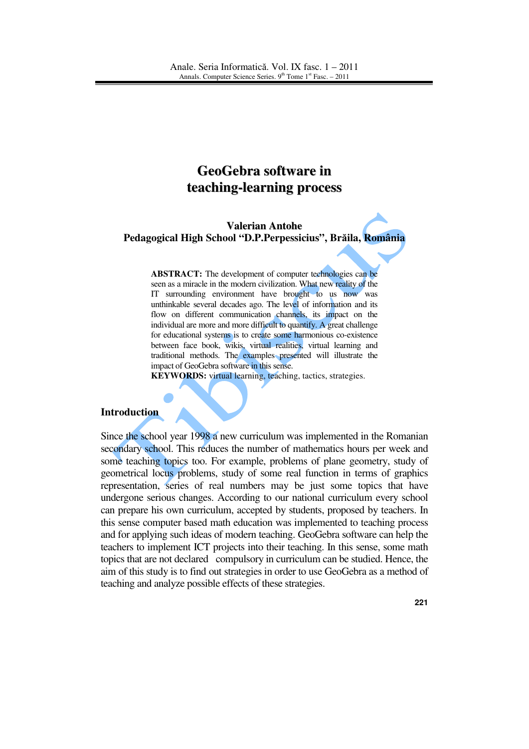# GeoGebra software in teaching-learning process

**Valerian Antohe**
**Pedagogical High School "D.P.Perpessicius", Brăila, România**

**ABSTRACT:** The development of computer technologies can be seen as a miracle in the modern civilization. What new reality of the IT surrounding environment have brought to us now was unthinkable several decades ago. The level of information and its flow on different communication channels, its impact on the individual are more and more difficult to quantify. A great challenge for educational systems is to create some harmonious co-existence between face book, wikis, virtual realities, virtual learning and traditional methods. The examples presented will illustrate the impact of GeoGebra software in this sense.

**KEYWORDS:** virtual learning, teaching, tactics, strategies.

## Introduction

Since the school year 1998 a new curriculum was implemented in the Romanian secondary school. This reduces the number of mathematics hours per week and some teaching topics too. For example, problems of plane geometry, study of geometrical locus problems, study of some real function in terms of graphics representation, series of real numbers may be just some topics that have undergone serious changes. According to our national curriculum every school can prepare his own curriculum, accepted by students, proposed by teachers. In this sense computer based math education was implemented to teaching process and for applying such ideas of modern teaching. GeoGebra software can help the teachers to implement ICT projects into their teaching. In this sense, some math topics that are not declared compulsory in curriculum can be studied. Hence, the aim of this study is to find out strategies in order to use GeoGebra as a method of teaching and analyze possible effects of these strategies.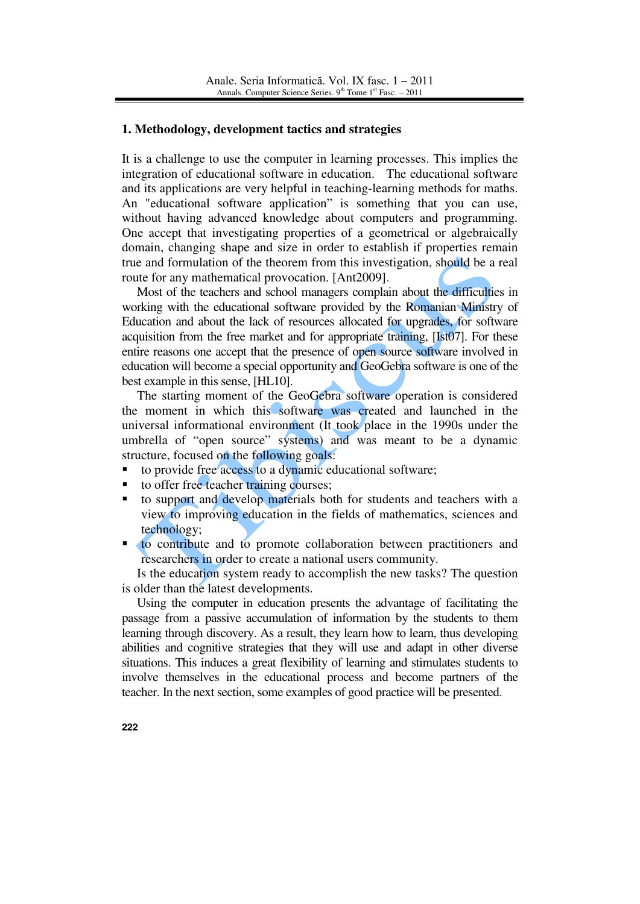## 1. Methodology, development tactics and strategies

It is a challenge to use the computer in learning processes. This implies the integration of educational software in education. The educational software and its applications are very helpful in teaching-learning methods for maths. An "educational software application" is something that you can use, without having advanced knowledge about computers and programming. One accept that investigating properties of a geometrical or algebraically domain, changing shape and size in order to establish if properties remain true and formulation of the theorem from this investigation, should be a real route for any mathematical provocation. [Ant2009].

Most of the teachers and school managers complain about the difficulties in working with the educational software provided by the Romanian Ministry of Education and about the lack of resources allocated for upgrades, for software acquisition from the free market and for appropriate training, [Ist07]. For these entire reasons one accept that the presence of open source software involved in education will become a special opportunity and GeoGebra software is one of the best example in this sense, [HL10].

The starting moment of the GeoGebra software operation is considered the moment in which this software was created and launched in the universal informational environment (It took place in the 1990s under the umbrella of "open source" systems) and was meant to be a dynamic structure, focused on the following goals:

- to provide free access to a dynamic educational software;
- to offer free teacher training courses;
- to support and develop materials both for students and teachers with a view to improving education in the fields of mathematics, sciences and technology;
- to contribute and to promote collaboration between practitioners and researchers in order to create a national users community.

Is the education system ready to accomplish the new tasks? The question is older than the latest developments.

Using the computer in education presents the advantage of facilitating the passage from a passive accumulation of information by the students to them learning through discovery. As a result, they learn how to learn, thus developing abilities and cognitive strategies that they will use and adapt in other diverse situations. This induces a great flexibility of learning and stimulates students to involve themselves in the educational process and become partners of the teacher. In the next section, some examples of good practice will be presented.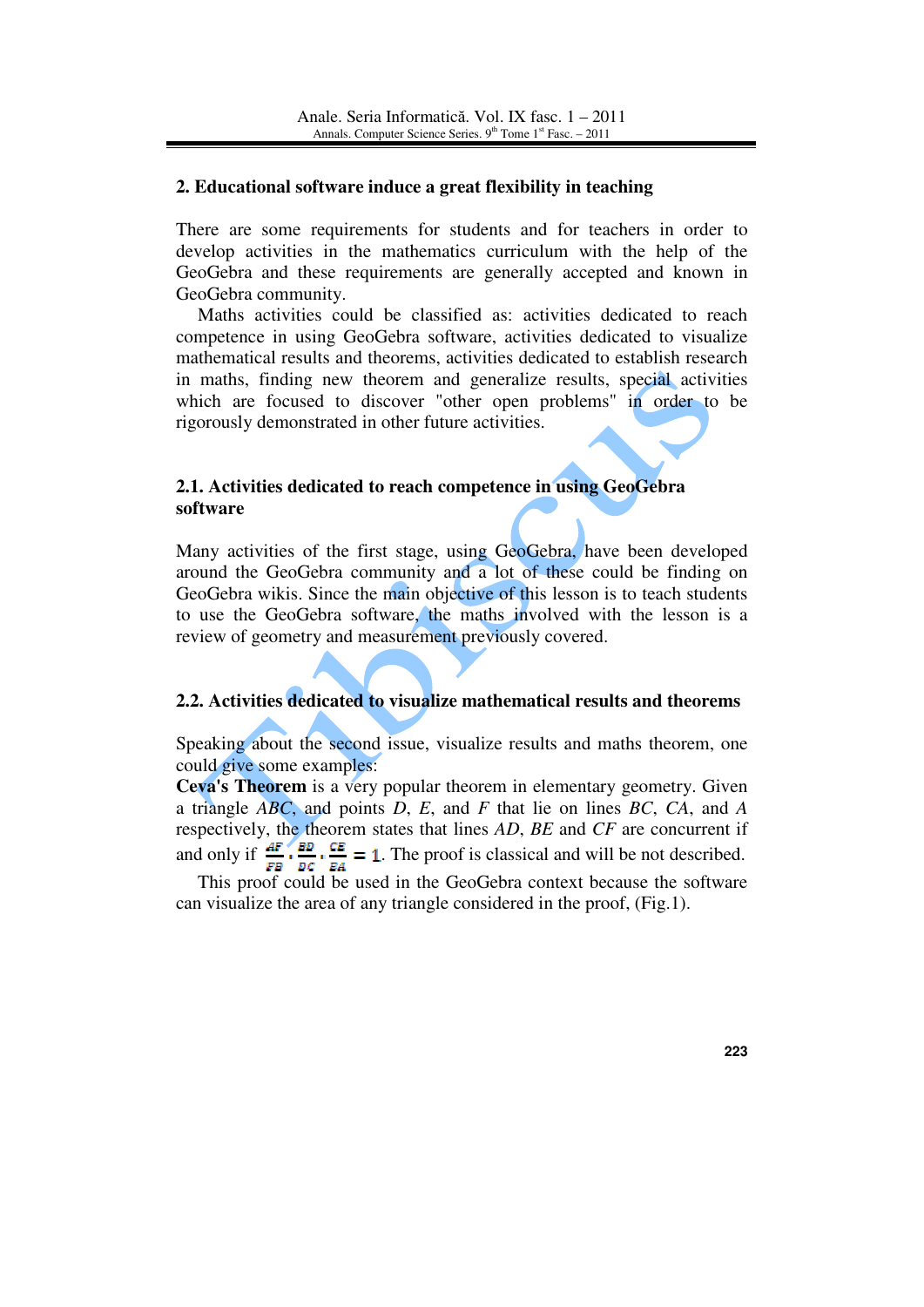## 2. Educational software induce a great flexibility in teaching

There are some requirements for students and for teachers in order to develop activities in the mathematics curriculum with the help of the GeoGebra and these requirements are generally accepted and known in GeoGebra community.

Maths activities could be classified as: activities dedicated to reach competence in using GeoGebra software, activities dedicated to visualize mathematical results and theorems, activities dedicated to establish research in maths, finding new theorem and generalize results, special activities which are focused to discover "other open problems" in order to be rigorously demonstrated in other future activities.

### 2.1. Activities dedicated to reach competence in using GeoGebra software

Many activities of the first stage, using GeoGebra, have been developed around the GeoGebra community and a lot of these could be finding on GeoGebra wikis. Since the main objective of this lesson is to teach students to use the GeoGebra software, the maths involved with the lesson is a review of geometry and measurement previously covered.

### 2.2. Activities dedicated to visualize mathematical results and theorems

Speaking about the second issue, visualize results and maths theorem, one could give some examples:

**Ceva's Theorem** is a very popular theorem in elementary geometry. Given a triangle *ABC*, and points *D*, *E*, and *F* that lie on lines *BC*, *CA*, and *A* respectively, the theorem states that lines *AD*, *BE* and *CF* are concurrent if and only if $\frac{AF}{FB} \cdot \frac{BD}{DC} \cdot \frac{CE}{EA} = 1$. The proof is classical and will be not described.

This proof could be used in the GeoGebra context because the software can visualize the area of any triangle considered in the proof, (Fig.1).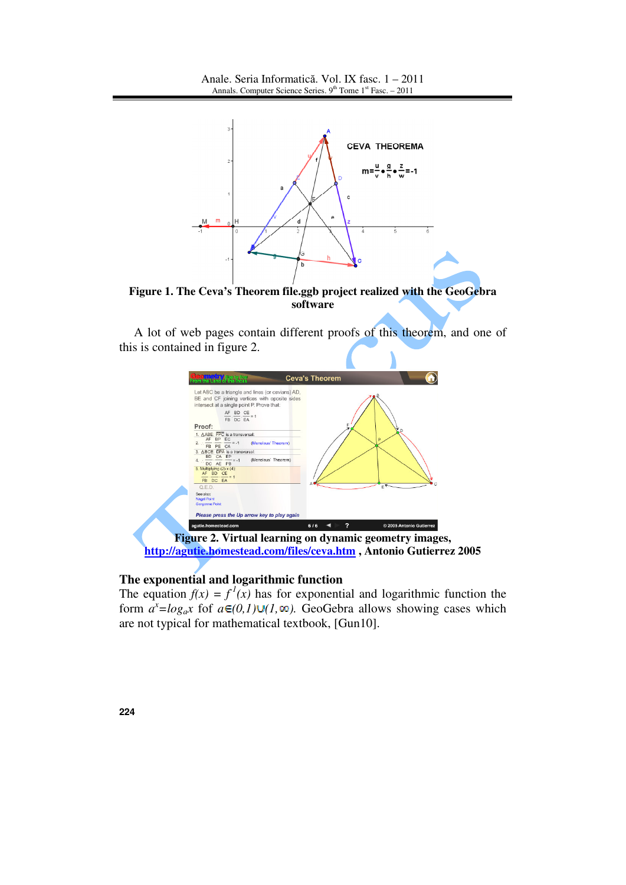**Figure 1. The Ceva's Theorem file.ggb project realized with the GeoGebra software**

A lot of web pages contain different proofs of this theorem, and one of this is contained in figure 2.

**Figure 2. Virtual learning on dynamic geometry images, http://agutie.homestead.com/files/ceva.htm , Antonio Gutierrez 2005**

## The exponential and logarithmic function

The equation $f(x) = f^{1}(x)$ has for exponential and logarithmic function the form $a^{x}=log_{a}x$ fof $a\in(0,1)\cup(1,\infty)$. GeoGebra allows showing cases which are not typical for mathematical textbook, [Gun10].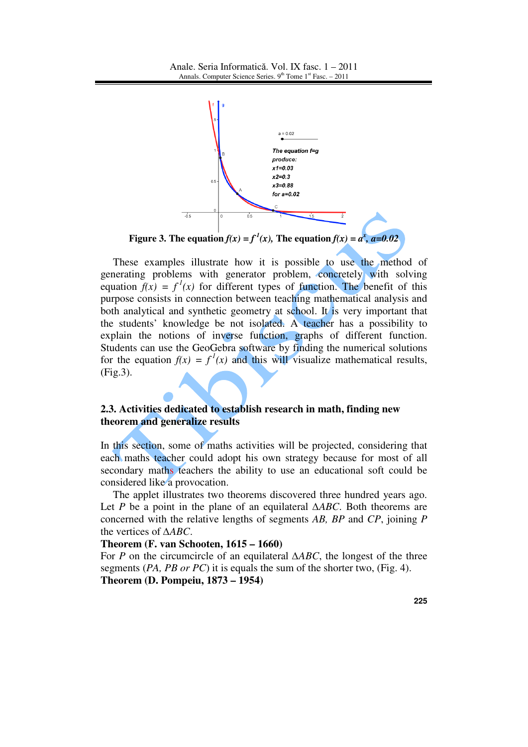**Figure 3. The equation $f(x) = f^{1}(x)$, The equation $f(x) = a^{x}$, $a=0.02$**

These examples illustrate how it is possible to use the method of generating problems with generator problem, concretely with solving equation $f(x) = f^{1}(x)$ for different types of function. The benefit of this purpose consists in connection between teaching mathematical analysis and both analytical and synthetic geometry at school. It is very important that the students' knowledge be not isolated. A teacher has a possibility to explain the notions of inverse function, graphs of different function. Students can use the GeoGebra software by finding the numerical solutions for the equation $f(x) = f^{1}(x)$ and this will visualize mathematical results, (Fig.3).

## 2.3. Activities dedicated to establish research in math, finding new theorem and generalize results

In this section, some of maths activities will be projected, considering that each maths teacher could adopt his own strategy because for most of all secondary maths teachers the ability to use an educational soft could be considered like a provocation.

The applet illustrates two theorems discovered three hundred years ago. Let $P$ be a point in the plane of an equilateral $\Delta ABC$. Both theorems are concerned with the relative lengths of segments $AB$, $BP$ and $CP$, joining $P$ the vertices of $\Delta ABC$.

**Theorem (F. van Schooten, 1615 – 1660)**

For $P$ on the circumcircle of an equilateral $\Delta ABC$, the longest of the three segments ($PA$, $PB$ *or* $PC$) it is equals the sum of the shorter two, (Fig. 4).

**Theorem (D. Pompeiu, 1873 – 1954)**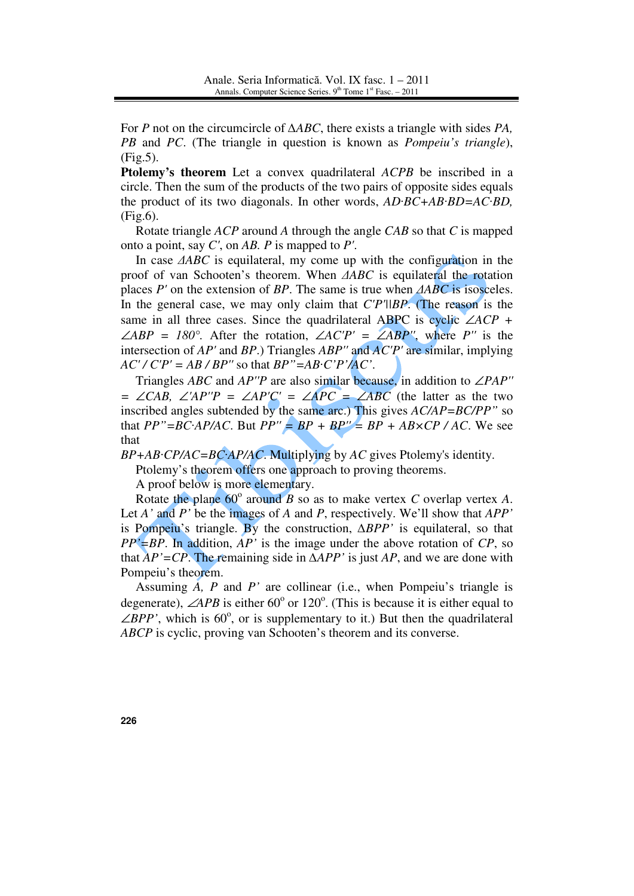For $P$ not on the circumcircle of $\Delta ABC$, there exists a triangle with sides $PA$, $PB$ and $PC$. (The triangle in question is known as *Pompeiu's triangle*), (Fig.5).

**Ptolemy's theorem** Let a convex quadrilateral $ACPB$ be inscribed in a circle. Then the sum of the products of the two pairs of opposite sides equals the product of its two diagonals. In other words, $AD \cdot BC + AB \cdot BD = AC \cdot BD$, (Fig.6).

Rotate triangle $ACP$ around $A$ through the angle $CAB$ so that $C$ is mapped onto a point, say $C'$, on $AB$. $P$ is mapped to $P'$.

In case $\Delta ABC$ is equilateral, my come up with the configuration in the proof of van Schooten's theorem. When $\Delta ABC$ is equilateral the rotation places $P'$ on the extension of $BP$. The same is true when $\Delta ABC$ is isosceles. In the general case, we may only claim that $C'P' \| BP$. (The reason is the same in all three cases. Since the quadrilateral ABPC is cyclic $\angle ACP + \angle ABP = 180°$. After the rotation, $\angle AC'P' = \angle ABP''$, where $P''$ is the intersection of $AP'$ and $BP$.) Triangles $ABP''$ and $AC'P'$ are similar, implying $AC' / C'P' = AB / BP''$ so that $BP'' = AB \cdot C'P'/AC'$.

Triangles $ABC$ and $AP''P$ are also similar because, in addition to $\angle PAP'' = \angle CAB$, $\angle AP''P = \angle AP'C' = \angle APC = \angle ABC$ (the latter as the two inscribed angles subtended by the same arc.) This gives $AC/AP = BC/PP''$ so that $PP'' = BC \cdot AP/AC$. But $PP'' = BP + BP'' = BP + AB \times CP / AC$. We see that

$BP + AB \cdot CP/AC = BC \cdot AP/AC$. Multiplying by $AC$ gives Ptolemy's identity.

Ptolemy's theorem offers one approach to proving theorems.

A proof below is more elementary.

Rotate the plane $60^{\circ}$ around $B$ so as to make vertex $C$ overlap vertex $A$. Let $A'$ and $P'$ be the images of $A$ and $P$, respectively. We'll show that $APP'$ is Pompeiu's triangle. By the construction, $\Delta BPP'$ is equilateral, so that $PP' = BP$. In addition, $AP'$ is the image under the above rotation of $CP$, so that $AP' = CP$. The remaining side in $\Delta APP'$ is just $AP$, and we are done with Pompeiu's theorem.

Assuming $A$, $P$ and $P'$ are collinear (i.e., when Pompeiu's triangle is degenerate), $\angle APB$ is either $60^{\circ}$ or $120^{\circ}$. (This is because it is either equal to $\angle BPP'$, which is $60^{\circ}$, or is supplementary to it.) But then the quadrilateral $ABCP$ is cyclic, proving van Schooten's theorem and its converse.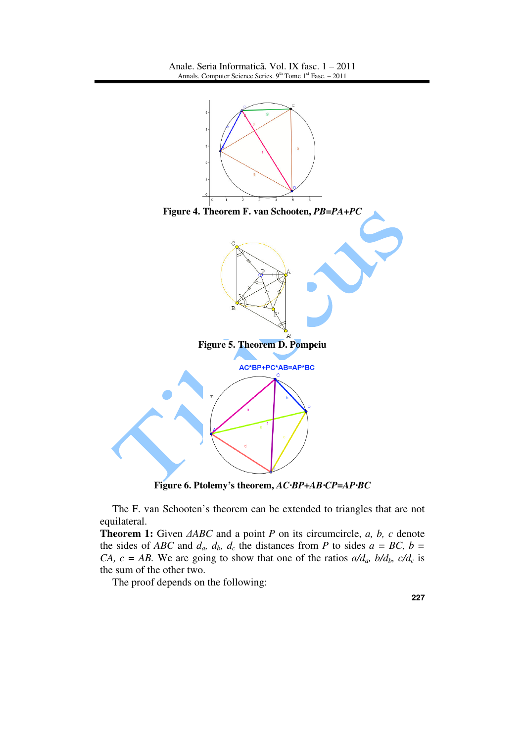Figure 4. Theorem F. van Schooten, *PB=PA+PC*

Figure 5. Theorem D. Pompeiu

Figure 6. Ptolemy's theorem, *AC·BP+AB·CP=AP·BC*

The F. van Schooten's theorem can be extended to triangles that are not equilateral.

**Theorem 1:** Given $\Delta ABC$ and a point $P$ on its circumcircle, $a$, $b$, $c$ denote the sides of $ABC$ and $d_a$, $d_b$, $d_c$ the distances from $P$ to sides $a = BC$, $b = CA$, $c = AB$. We are going to show that one of the ratios $a/d_a$, $b/d_b$, $c/d_c$ is the sum of the other two.

The proof depends on the following: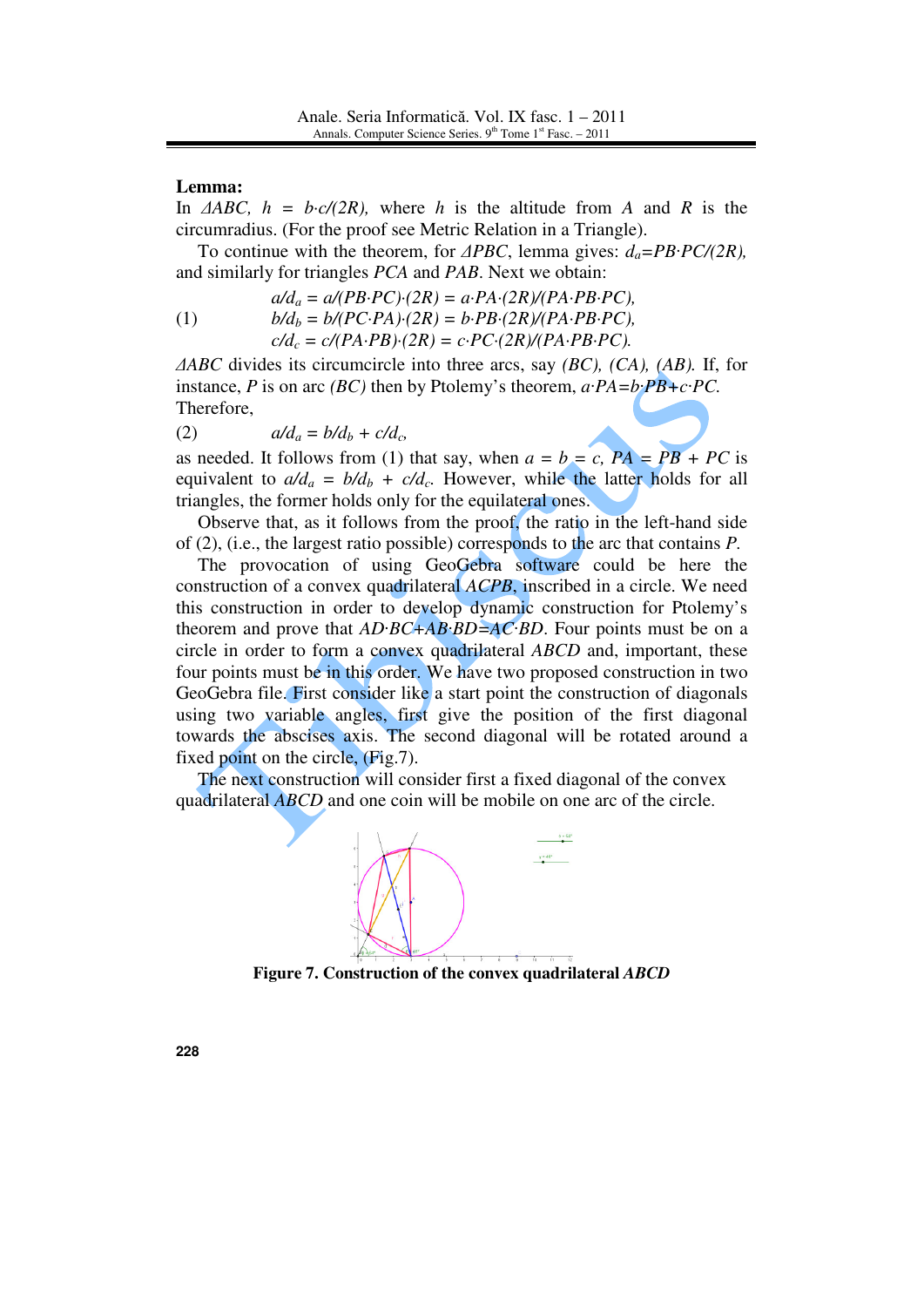**Lemma:**

In $\Delta ABC$, $h = b \cdot c/(2R)$, where $h$ is the altitude from $A$ and $R$ is the circumradius. (For the proof see Metric Relation in a Triangle).

To continue with the theorem, for $\Delta PBC$, lemma gives: $d_a = PB \cdot PC/(2R)$, and similarly for triangles $PCA$ and $PAB$. Next we obtain:

$$
(1) \qquad \begin{aligned}
a/d_a &= a/(PB \cdot PC) \cdot (2R) = a \cdot PA \cdot (2R)/(PA \cdot PB \cdot PC),\\
b/d_b &= b/(PC \cdot PA) \cdot (2R) = b \cdot PB \cdot (2R)/(PA \cdot PB \cdot PC),\\
c/d_c &= c/(PA \cdot PB) \cdot (2R) = c \cdot PC \cdot (2R)/(PA \cdot PB \cdot PC).
\end{aligned}
$$

$\Delta ABC$ divides its circumcircle into three arcs, say $(BC)$, $(CA)$, $(AB)$. If, for instance, $P$ is on arc $(BC)$ then by Ptolemy's theorem, $a \cdot PA = b \cdot PB + c \cdot PC$. Therefore,

$$
(2) \qquad a/d_a = b/d_b + c/d_c,
$$

as needed. It follows from (1) that say, when $a = b = c$, $PA = PB + PC$ is equivalent to $a/d_a = b/d_b + c/d_c$. However, while the latter holds for all triangles, the former holds only for the equilateral ones.

Observe that, as it follows from the proof, the ratio in the left-hand side of (2), (i.e., the largest ratio possible) corresponds to the arc that contains $P$.

The provocation of using GeoGebra software could be here the construction of a convex quadrilateral $ACPB$, inscribed in a circle. We need this construction in order to develop dynamic construction for Ptolemy's theorem and prove that $AD \cdot BC + AB \cdot BD = AC \cdot BD$. Four points must be on a circle in order to form a convex quadrilateral $ABCD$ and, important, these four points must be in this order. We have two proposed construction in two GeoGebra file. First consider like a start point the construction of diagonals using two variable angles, first give the position of the first diagonal towards the abscises axis. The second diagonal will be rotated around a fixed point on the circle, (Fig.7).

The next construction will consider first a fixed diagonal of the convex quadrilateral $ABCD$ and one coin will be mobile on one arc of the circle.

**Figure 7. Construction of the convex quadrilateral *ABCD***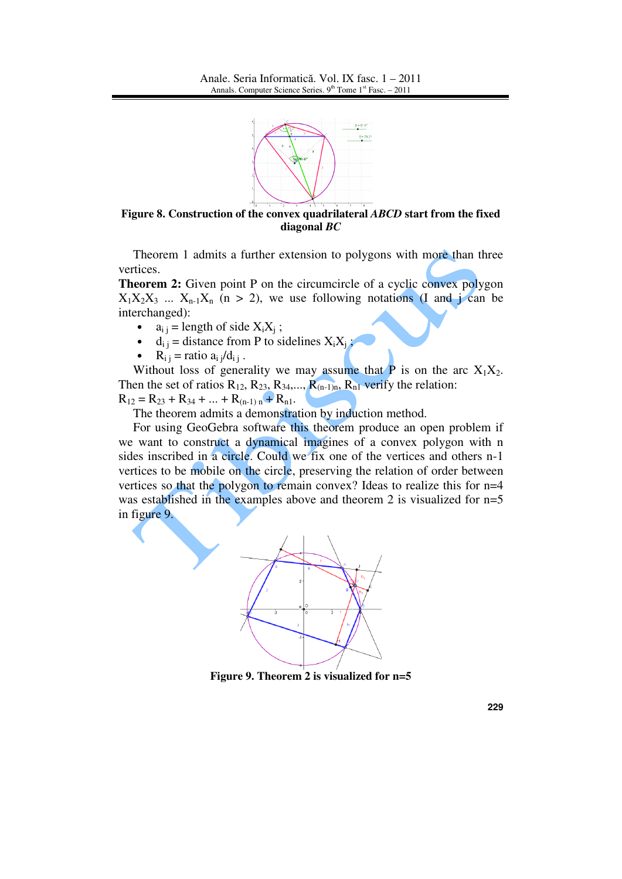Figure 8. Construction of the convex quadrilateral *ABCD* start from the fixed diagonal *BC*

Theorem 1 admits a further extension to polygons with more than three vertices.

**Theorem 2:** Given point P on the circumcircle of a cyclic convex polygon $X_1X_2X_3 \ldots X_{n-1}X_n$ $(n > 2)$, we use following notations (I and j can be interchanged):

- $a_{ij}$ = length of side $X_iX_j$ ;
- $d_{ij}$ = distance from P to sidelines $X_iX_j$ ;
- $R_{ij}$ = ratio $a_{ij}/d_{ij}$ .

Without loss of generality we may assume that P is on the arc $X_1X_2$. Then the set of ratios $R_{12}$, $R_{23}$, $R_{34}$,..., $R_{(n-1)n}$, $R_{n1}$ verify the relation:
$R_{12} = R_{23} + R_{34} + \ldots + R_{(n-1)\,n} + R_{n1}$.

The theorem admits a demonstration by induction method.

For using GeoGebra software this theorem produce an open problem if we want to construct a dynamical imagines of a convex polygon with n sides inscribed in a circle. Could we fix one of the vertices and others n-1 vertices to be mobile on the circle, preserving the relation of order between vertices so that the polygon to remain convex? Ideas to realize this for n=4 was established in the examples above and theorem 2 is visualized for n=5 in figure 9.

Figure 9. Theorem 2 is visualized for n=5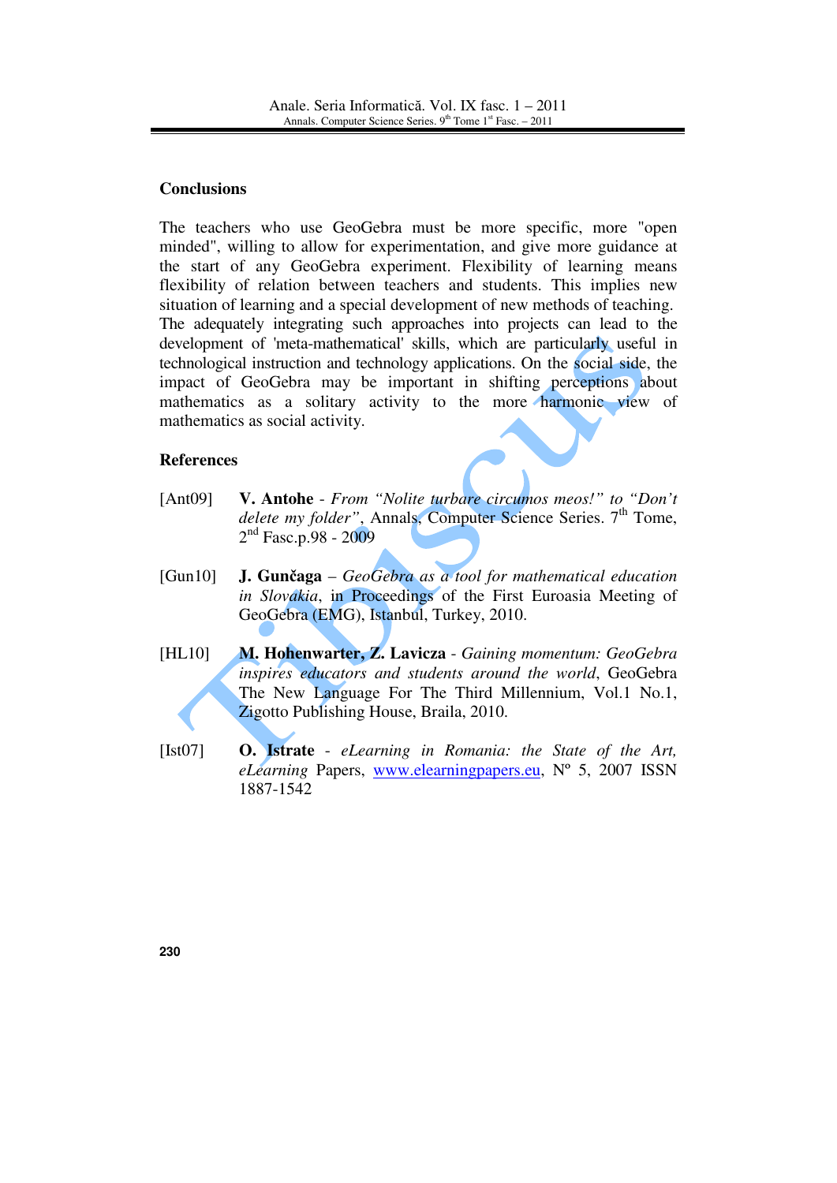## Conclusions

The teachers who use GeoGebra must be more specific, more "open minded", willing to allow for experimentation, and give more guidance at the start of any GeoGebra experiment. Flexibility of learning means flexibility of relation between teachers and students. This implies new situation of learning and a special development of new methods of teaching. The adequately integrating such approaches into projects can lead to the development of 'meta-mathematical' skills, which are particularly useful in technological instruction and technology applications. On the social side, the impact of GeoGebra may be important in shifting perceptions about mathematics as a solitary activity to the more harmonic view of mathematics as social activity.

## References

[Ant09] **V. Antohe** - *From "Nolite turbare circumos meos!" to "Don't delete my folder"*, Annals, Computer Science Series. 7th Tome, 2nd Fasc.p.98 - 2009

[Gun10] **J. Gunčaga** – *GeoGebra as a tool for mathematical education in Slovakia*, in Proceedings of the First Euroasia Meeting of GeoGebra (EMG), Istanbul, Turkey, 2010.

[HL10] **M. Hohenwarter, Z. Lavicza** - *Gaining momentum: GeoGebra inspires educators and students around the world*, GeoGebra The New Language For The Third Millennium, Vol.1 No.1, Zigotto Publishing House, Braila, 2010.

[Ist07] **O. Istrate** - *eLearning in Romania: the State of the Art, eLearning* Papers, www.elearningpapers.eu, Nº 5, 2007 ISSN 1887-1542